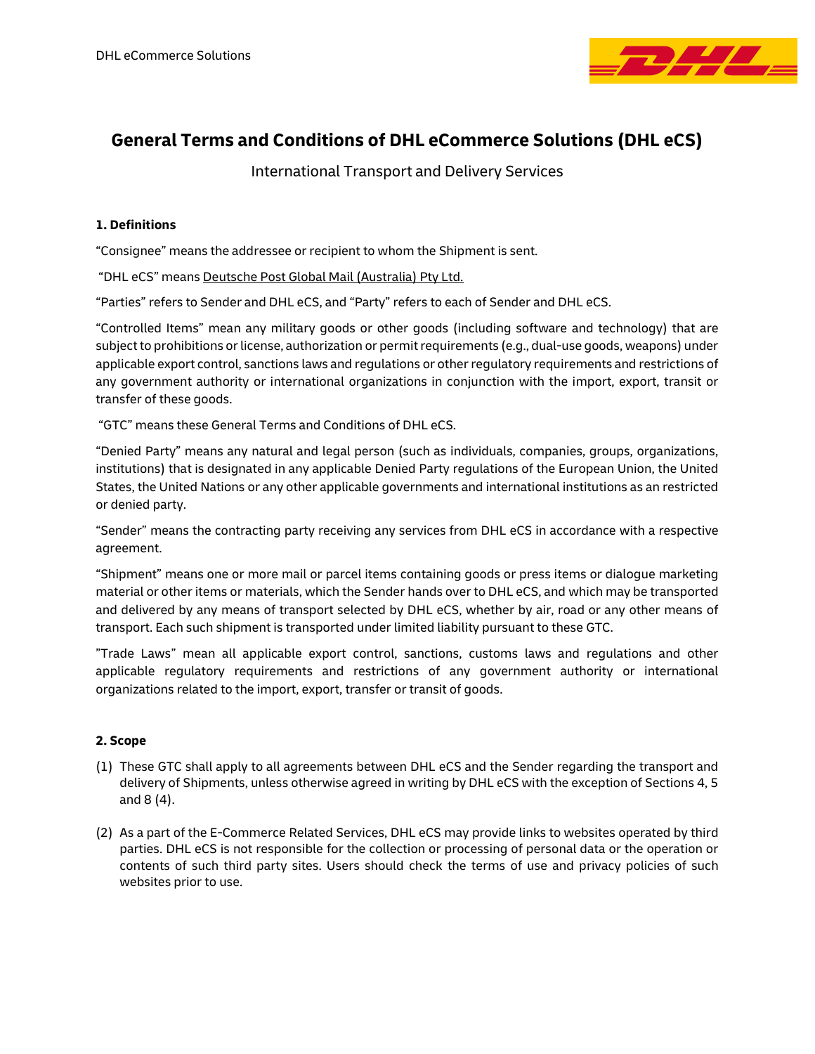# General Terms and Conditions of DHL eCommerce Solutions (DHL eCS)

International Transport and Delivery Services

### 1. Definitions

"Consignee" means the addressee or recipient to whom the Shipment is sent.

"DHL eCS" means Deutsche Post Global Mail (Australia) Pty Ltd.

"Parties" refers to Sender and DHL eCS, and "Party" refers to each of Sender and DHL eCS.

"Controlled Items" mean any military goods or other goods (including software and technology) that are subject to prohibitions or license, authorization or permit requirements (e.g., dual-use goods, weapons) under applicable export control, sanctions laws and regulations or other regulatory requirements and restrictions of any government authority or international organizations in conjunction with the import, export, transit or transfer of these goods.

"GTC" means these General Terms and Conditions of DHL eCS.

"Denied Party" means any natural and legal person (such as individuals, companies, groups, organizations, institutions) that is designated in any applicable Denied Party regulations of the European Union, the United States, the United Nations or any other applicable governments and international institutions as an restricted or denied party.

"Sender" means the contracting party receiving any services from DHL eCS in accordance with a respective agreement.

"Shipment" means one or more mail or parcel items containing goods or press items or dialogue marketing material or other items or materials, which the Sender hands over to DHL eCS, and which may be transported and delivered by any means of transport selected by DHL eCS, whether by air, road or any other means of transport. Each such shipment is transported under limited liability pursuant to these GTC.

"Trade Laws" mean all applicable export control, sanctions, customs laws and regulations and other applicable regulatory requirements and restrictions of any government authority or international organizations related to the import, export, transfer or transit of goods.

### 2. Scope

(1) These GTC shall apply to all agreements between DHL eCS and the Sender regarding the transport and delivery of Shipments, unless otherwise agreed in writing by DHL eCS with the exception of Sections 4, 5 and 8 (4).

(2) As a part of the E-Commerce Related Services, DHL eCS may provide links to websites operated by third parties. DHL eCS is not responsible for the collection or processing of personal data or the operation or contents of such third party sites. Users should check the terms of use and privacy policies of such websites prior to use.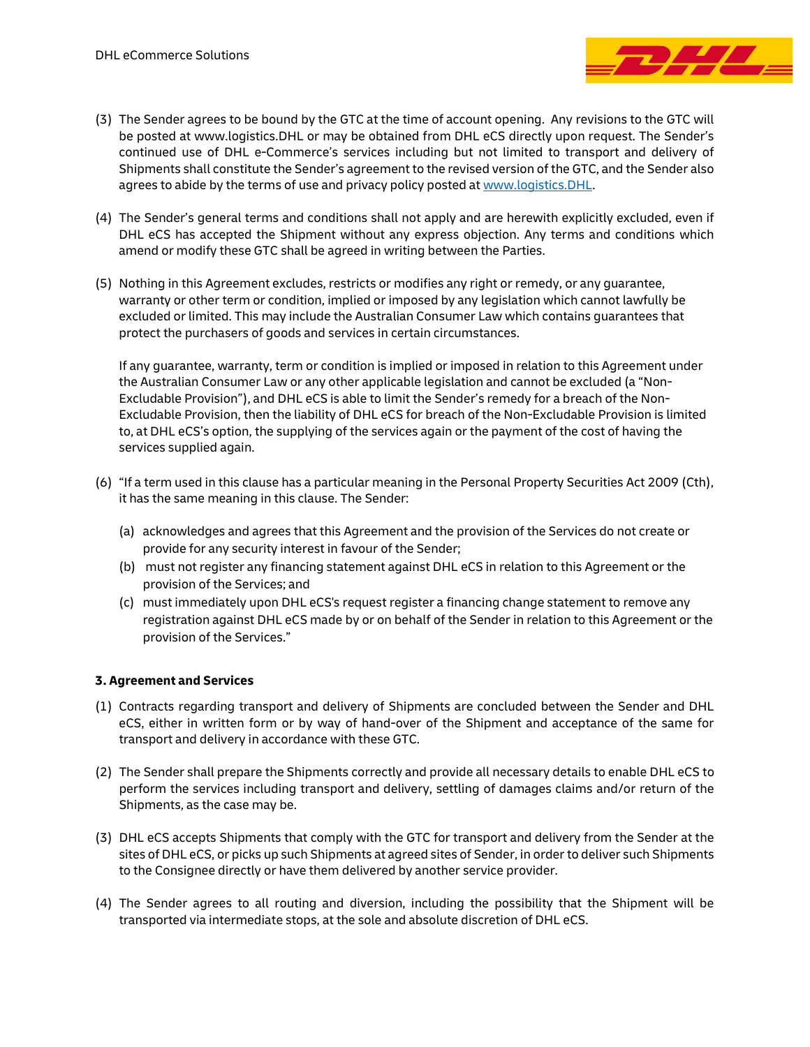(3) The Sender agrees to be bound by the GTC at the time of account opening. Any revisions to the GTC will be posted at www.logistics.DHL or may be obtained from DHL eCS directly upon request. The Sender's continued use of DHL e-Commerce's services including but not limited to transport and delivery of Shipments shall constitute the Sender's agreement to the revised version of the GTC, and the Sender also agrees to abide by the terms of use and privacy policy posted at www.logistics.DHL.

(4) The Sender's general terms and conditions shall not apply and are herewith explicitly excluded, even if DHL eCS has accepted the Shipment without any express objection. Any terms and conditions which amend or modify these GTC shall be agreed in writing between the Parties.

(5) Nothing in this Agreement excludes, restricts or modifies any right or remedy, or any guarantee, warranty or other term or condition, implied or imposed by any legislation which cannot lawfully be excluded or limited. This may include the Australian Consumer Law which contains guarantees that protect the purchasers of goods and services in certain circumstances.

If any guarantee, warranty, term or condition is implied or imposed in relation to this Agreement under the Australian Consumer Law or any other applicable legislation and cannot be excluded (a "Non-Excludable Provision"), and DHL eCS is able to limit the Sender's remedy for a breach of the Non-Excludable Provision, then the liability of DHL eCS for breach of the Non-Excludable Provision is limited to, at DHL eCS's option, the supplying of the services again or the payment of the cost of having the services supplied again.

(6) "If a term used in this clause has a particular meaning in the Personal Property Securities Act 2009 (Cth), it has the same meaning in this clause. The Sender:

(a) acknowledges and agrees that this Agreement and the provision of the Services do not create or provide for any security interest in favour of the Sender;

(b) must not register any financing statement against DHL eCS in relation to this Agreement or the provision of the Services; and

(c) must immediately upon DHL eCS's request register a financing change statement to remove any registration against DHL eCS made by or on behalf of the Sender in relation to this Agreement or the provision of the Services."

**3. Agreement and Services**

(1) Contracts regarding transport and delivery of Shipments are concluded between the Sender and DHL eCS, either in written form or by way of hand-over of the Shipment and acceptance of the same for transport and delivery in accordance with these GTC.

(2) The Sender shall prepare the Shipments correctly and provide all necessary details to enable DHL eCS to perform the services including transport and delivery, settling of damages claims and/or return of the Shipments, as the case may be.

(3) DHL eCS accepts Shipments that comply with the GTC for transport and delivery from the Sender at the sites of DHL eCS, or picks up such Shipments at agreed sites of Sender, in order to deliver such Shipments to the Consignee directly or have them delivered by another service provider.

(4) The Sender agrees to all routing and diversion, including the possibility that the Shipment will be transported via intermediate stops, at the sole and absolute discretion of DHL eCS.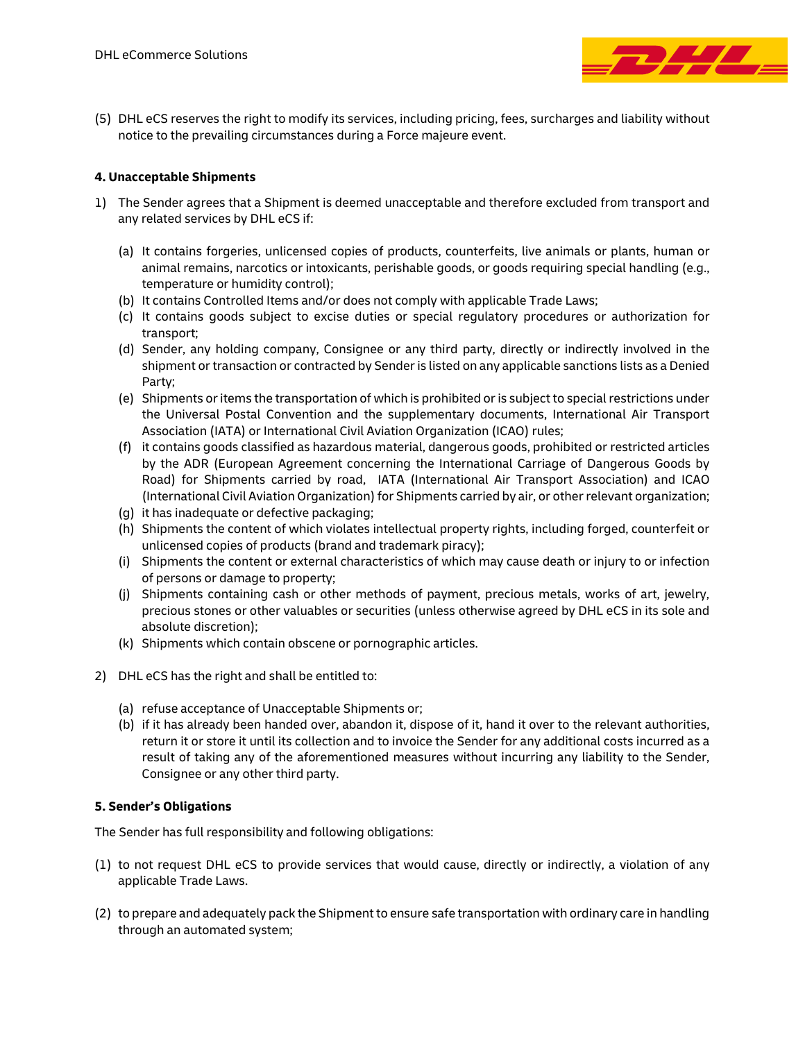(5) DHL eCS reserves the right to modify its services, including pricing, fees, surcharges and liability without notice to the prevailing circumstances during a Force majeure event.

**4. Unacceptable Shipments**

1) The Sender agrees that a Shipment is deemed unacceptable and therefore excluded from transport and any related services by DHL eCS if:

   (a) It contains forgeries, unlicensed copies of products, counterfeits, live animals or plants, human or animal remains, narcotics or intoxicants, perishable goods, or goods requiring special handling (e.g., temperature or humidity control);
   (b) It contains Controlled Items and/or does not comply with applicable Trade Laws;
   (c) It contains goods subject to excise duties or special regulatory procedures or authorization for transport;
   (d) Sender, any holding company, Consignee or any third party, directly or indirectly involved in the shipment or transaction or contracted by Sender is listed on any applicable sanctions lists as a Denied Party;
   (e) Shipments or items the transportation of which is prohibited or is subject to special restrictions under the Universal Postal Convention and the supplementary documents, International Air Transport Association (IATA) or International Civil Aviation Organization (ICAO) rules;
   (f) it contains goods classified as hazardous material, dangerous goods, prohibited or restricted articles by the ADR (European Agreement concerning the International Carriage of Dangerous Goods by Road) for Shipments carried by road, IATA (International Air Transport Association) and ICAO (International Civil Aviation Organization) for Shipments carried by air, or other relevant organization;
   (g) it has inadequate or defective packaging;
   (h) Shipments the content of which violates intellectual property rights, including forged, counterfeit or unlicensed copies of products (brand and trademark piracy);
   (i) Shipments the content or external characteristics of which may cause death or injury to or infection of persons or damage to property;
   (j) Shipments containing cash or other methods of payment, precious metals, works of art, jewelry, precious stones or other valuables or securities (unless otherwise agreed by DHL eCS in its sole and absolute discretion);
   (k) Shipments which contain obscene or pornographic articles.

2) DHL eCS has the right and shall be entitled to:

   (a) refuse acceptance of Unacceptable Shipments or;
   (b) if it has already been handed over, abandon it, dispose of it, hand it over to the relevant authorities, return it or store it until its collection and to invoice the Sender for any additional costs incurred as a result of taking any of the aforementioned measures without incurring any liability to the Sender, Consignee or any other third party.

**5. Sender's Obligations**

The Sender has full responsibility and following obligations:

(1) to not request DHL eCS to provide services that would cause, directly or indirectly, a violation of any applicable Trade Laws.

(2) to prepare and adequately pack the Shipment to ensure safe transportation with ordinary care in handling through an automated system;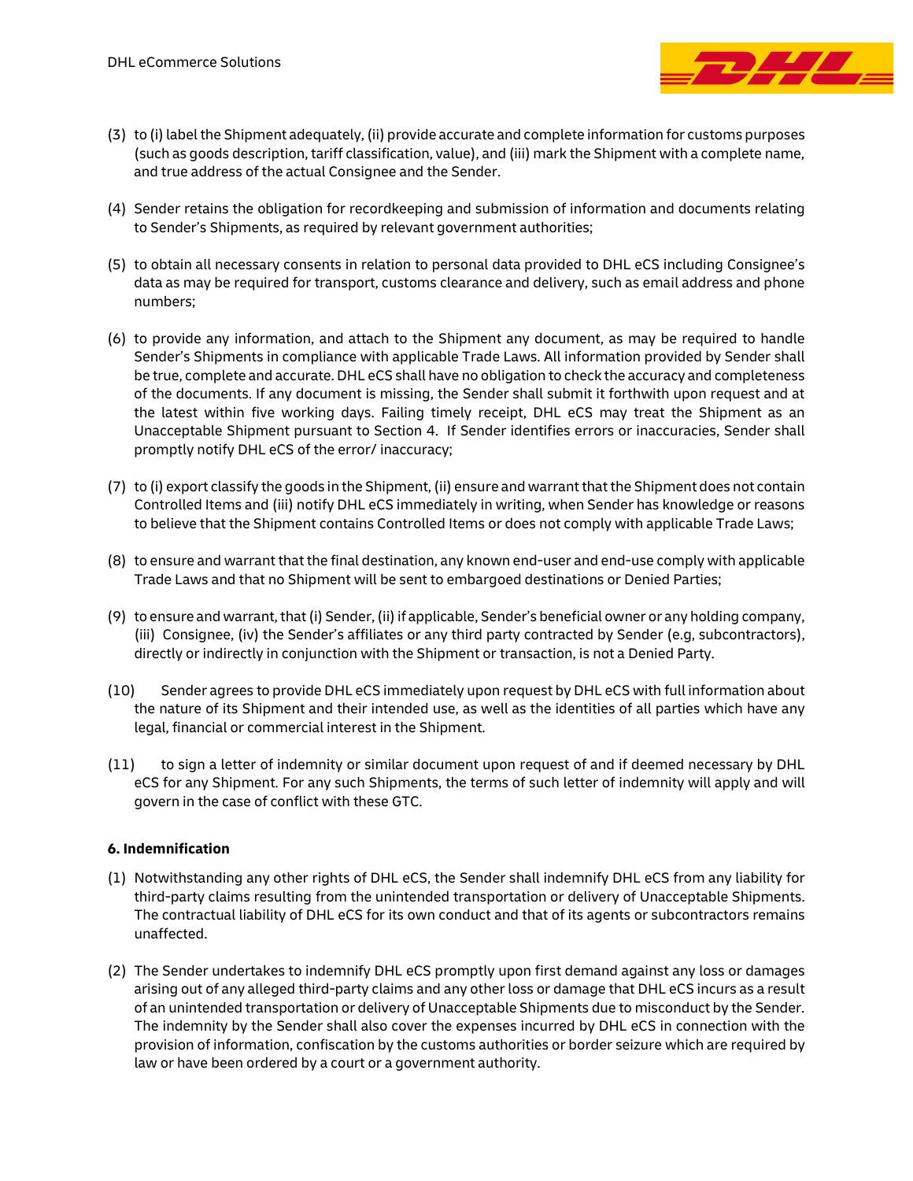(3) to (i) label the Shipment adequately, (ii) provide accurate and complete information for customs purposes (such as goods description, tariff classification, value), and (iii) mark the Shipment with a complete name, and true address of the actual Consignee and the Sender.

(4) Sender retains the obligation for recordkeeping and submission of information and documents relating to Sender's Shipments, as required by relevant government authorities;

(5) to obtain all necessary consents in relation to personal data provided to DHL eCS including Consignee's data as may be required for transport, customs clearance and delivery, such as email address and phone numbers;

(6) to provide any information, and attach to the Shipment any document, as may be required to handle Sender's Shipments in compliance with applicable Trade Laws. All information provided by Sender shall be true, complete and accurate. DHL eCS shall have no obligation to check the accuracy and completeness of the documents. If any document is missing, the Sender shall submit it forthwith upon request and at the latest within five working days. Failing timely receipt, DHL eCS may treat the Shipment as an Unacceptable Shipment pursuant to Section 4. If Sender identifies errors or inaccuracies, Sender shall promptly notify DHL eCS of the error/ inaccuracy;

(7) to (i) export classify the goods in the Shipment, (ii) ensure and warrant that the Shipment does not contain Controlled Items and (iii) notify DHL eCS immediately in writing, when Sender has knowledge or reasons to believe that the Shipment contains Controlled Items or does not comply with applicable Trade Laws;

(8) to ensure and warrant that the final destination, any known end-user and end-use comply with applicable Trade Laws and that no Shipment will be sent to embargoed destinations or Denied Parties;

(9) to ensure and warrant, that (i) Sender, (ii) if applicable, Sender's beneficial owner or any holding company, (iii) Consignee, (iv) the Sender's affiliates or any third party contracted by Sender (e.g, subcontractors), directly or indirectly in conjunction with the Shipment or transaction, is not a Denied Party.

(10) Sender agrees to provide DHL eCS immediately upon request by DHL eCS with full information about the nature of its Shipment and their intended use, as well as the identities of all parties which have any legal, financial or commercial interest in the Shipment.

(11) to sign a letter of indemnity or similar document upon request of and if deemed necessary by DHL eCS for any Shipment. For any such Shipments, the terms of such letter of indemnity will apply and will govern in the case of conflict with these GTC.

**6. Indemnification**

(1) Notwithstanding any other rights of DHL eCS, the Sender shall indemnify DHL eCS from any liability for third-party claims resulting from the unintended transportation or delivery of Unacceptable Shipments. The contractual liability of DHL eCS for its own conduct and that of its agents or subcontractors remains unaffected.

(2) The Sender undertakes to indemnify DHL eCS promptly upon first demand against any loss or damages arising out of any alleged third-party claims and any other loss or damage that DHL eCS incurs as a result of an unintended transportation or delivery of Unacceptable Shipments due to misconduct by the Sender. The indemnity by the Sender shall also cover the expenses incurred by DHL eCS in connection with the provision of information, confiscation by the customs authorities or border seizure which are required by law or have been ordered by a court or a government authority.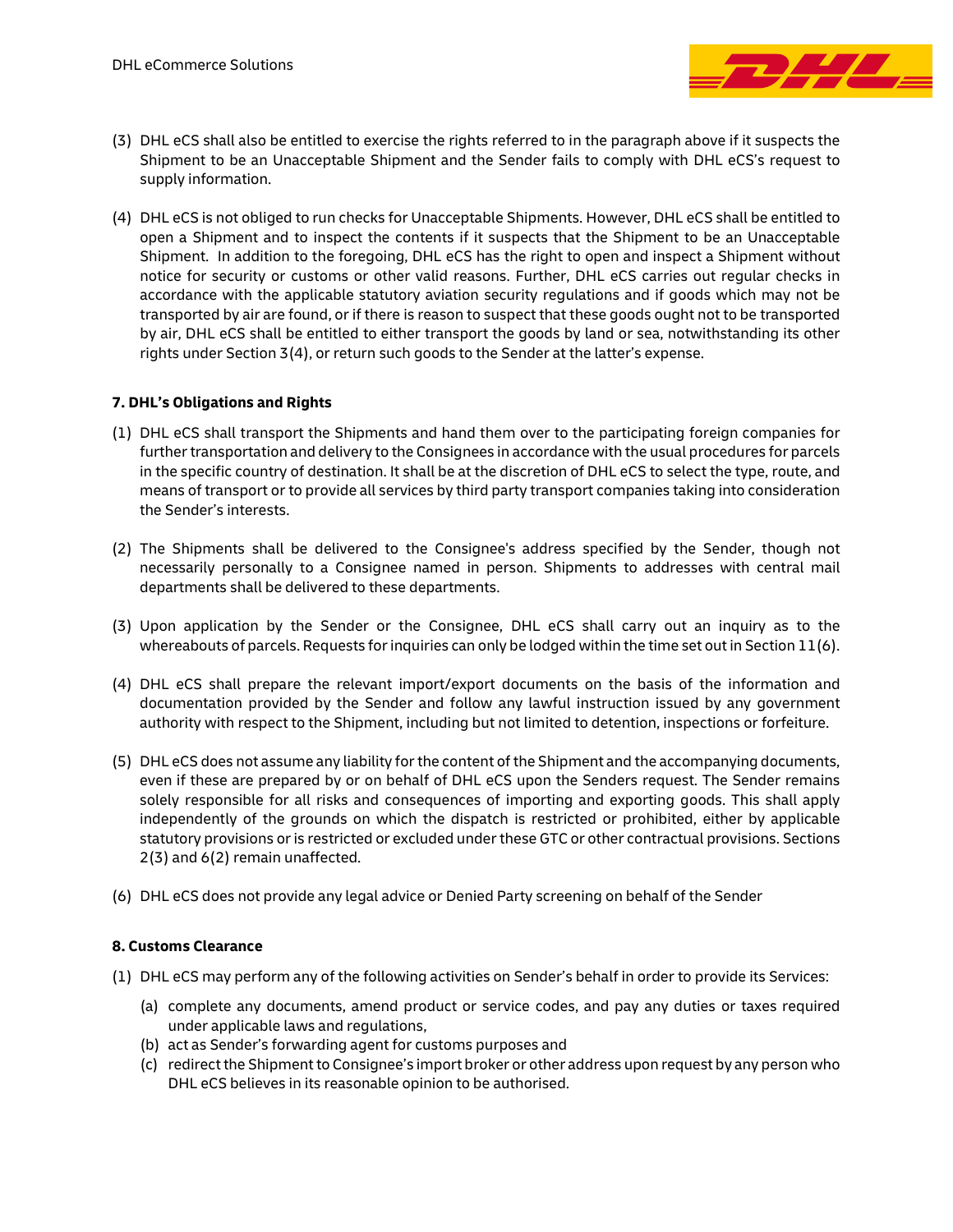(3) DHL eCS shall also be entitled to exercise the rights referred to in the paragraph above if it suspects the Shipment to be an Unacceptable Shipment and the Sender fails to comply with DHL eCS's request to supply information.

(4) DHL eCS is not obliged to run checks for Unacceptable Shipments. However, DHL eCS shall be entitled to open a Shipment and to inspect the contents if it suspects that the Shipment to be an Unacceptable Shipment. In addition to the foregoing, DHL eCS has the right to open and inspect a Shipment without notice for security or customs or other valid reasons. Further, DHL eCS carries out regular checks in accordance with the applicable statutory aviation security regulations and if goods which may not be transported by air are found, or if there is reason to suspect that these goods ought not to be transported by air, DHL eCS shall be entitled to either transport the goods by land or sea, notwithstanding its other rights under Section 3(4), or return such goods to the Sender at the latter's expense.

### 7. DHL's Obligations and Rights

(1) DHL eCS shall transport the Shipments and hand them over to the participating foreign companies for further transportation and delivery to the Consignees in accordance with the usual procedures for parcels in the specific country of destination. It shall be at the discretion of DHL eCS to select the type, route, and means of transport or to provide all services by third party transport companies taking into consideration the Sender's interests.

(2) The Shipments shall be delivered to the Consignee's address specified by the Sender, though not necessarily personally to a Consignee named in person. Shipments to addresses with central mail departments shall be delivered to these departments.

(3) Upon application by the Sender or the Consignee, DHL eCS shall carry out an inquiry as to the whereabouts of parcels. Requests for inquiries can only be lodged within the time set out in Section 11(6).

(4) DHL eCS shall prepare the relevant import/export documents on the basis of the information and documentation provided by the Sender and follow any lawful instruction issued by any government authority with respect to the Shipment, including but not limited to detention, inspections or forfeiture.

(5) DHL eCS does not assume any liability for the content of the Shipment and the accompanying documents, even if these are prepared by or on behalf of DHL eCS upon the Senders request. The Sender remains solely responsible for all risks and consequences of importing and exporting goods. This shall apply independently of the grounds on which the dispatch is restricted or prohibited, either by applicable statutory provisions or is restricted or excluded under these GTC or other contractual provisions. Sections 2(3) and 6(2) remain unaffected.

(6) DHL eCS does not provide any legal advice or Denied Party screening on behalf of the Sender

### 8. Customs Clearance

(1) DHL eCS may perform any of the following activities on Sender's behalf in order to provide its Services:

   (a) complete any documents, amend product or service codes, and pay any duties or taxes required under applicable laws and regulations,
   (b) act as Sender's forwarding agent for customs purposes and
   (c) redirect the Shipment to Consignee's import broker or other address upon request by any person who DHL eCS believes in its reasonable opinion to be authorised.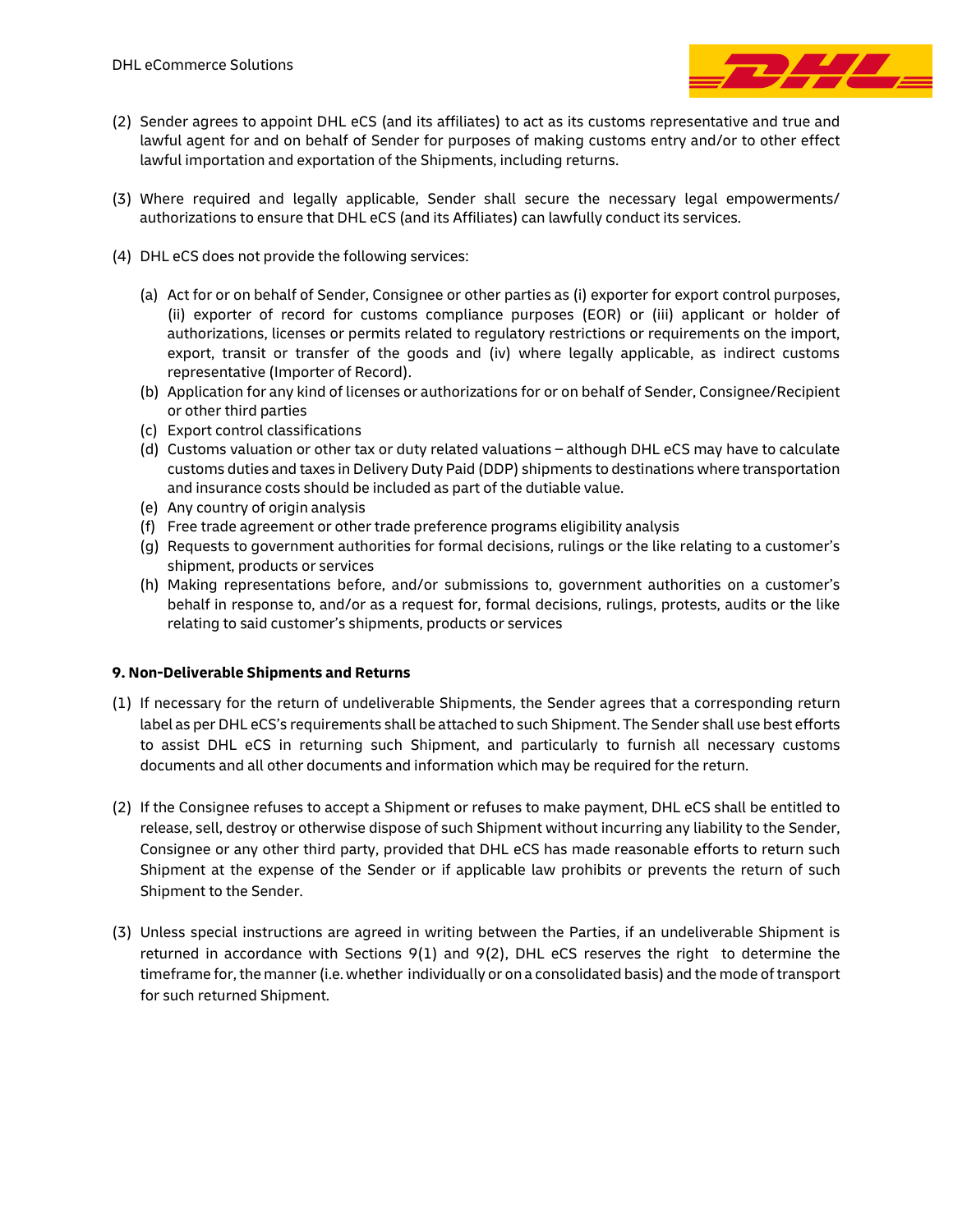(2) Sender agrees to appoint DHL eCS (and its affiliates) to act as its customs representative and true and lawful agent for and on behalf of Sender for purposes of making customs entry and/or to other effect lawful importation and exportation of the Shipments, including returns.

(3) Where required and legally applicable, Sender shall secure the necessary legal empowerments/ authorizations to ensure that DHL eCS (and its Affiliates) can lawfully conduct its services.

(4) DHL eCS does not provide the following services:

   (a) Act for or on behalf of Sender, Consignee or other parties as (i) exporter for export control purposes, (ii) exporter of record for customs compliance purposes (EOR) or (iii) applicant or holder of authorizations, licenses or permits related to regulatory restrictions or requirements on the import, export, transit or transfer of the goods and (iv) where legally applicable, as indirect customs representative (Importer of Record).
   (b) Application for any kind of licenses or authorizations for or on behalf of Sender, Consignee/Recipient or other third parties
   (c) Export control classifications
   (d) Customs valuation or other tax or duty related valuations – although DHL eCS may have to calculate customs duties and taxes in Delivery Duty Paid (DDP) shipments to destinations where transportation and insurance costs should be included as part of the dutiable value.
   (e) Any country of origin analysis
   (f) Free trade agreement or other trade preference programs eligibility analysis
   (g) Requests to government authorities for formal decisions, rulings or the like relating to a customer's shipment, products or services
   (h) Making representations before, and/or submissions to, government authorities on a customer's behalf in response to, and/or as a request for, formal decisions, rulings, protests, audits or the like relating to said customer's shipments, products or services

**9. Non-Deliverable Shipments and Returns**

(1) If necessary for the return of undeliverable Shipments, the Sender agrees that a corresponding return label as per DHL eCS's requirements shall be attached to such Shipment. The Sender shall use best efforts to assist DHL eCS in returning such Shipment, and particularly to furnish all necessary customs documents and all other documents and information which may be required for the return.

(2) If the Consignee refuses to accept a Shipment or refuses to make payment, DHL eCS shall be entitled to release, sell, destroy or otherwise dispose of such Shipment without incurring any liability to the Sender, Consignee or any other third party, provided that DHL eCS has made reasonable efforts to return such Shipment at the expense of the Sender or if applicable law prohibits or prevents the return of such Shipment to the Sender.

(3) Unless special instructions are agreed in writing between the Parties, if an undeliverable Shipment is returned in accordance with Sections 9(1) and 9(2), DHL eCS reserves the right to determine the timeframe for, the manner (i.e. whether individually or on a consolidated basis) and the mode of transport for such returned Shipment.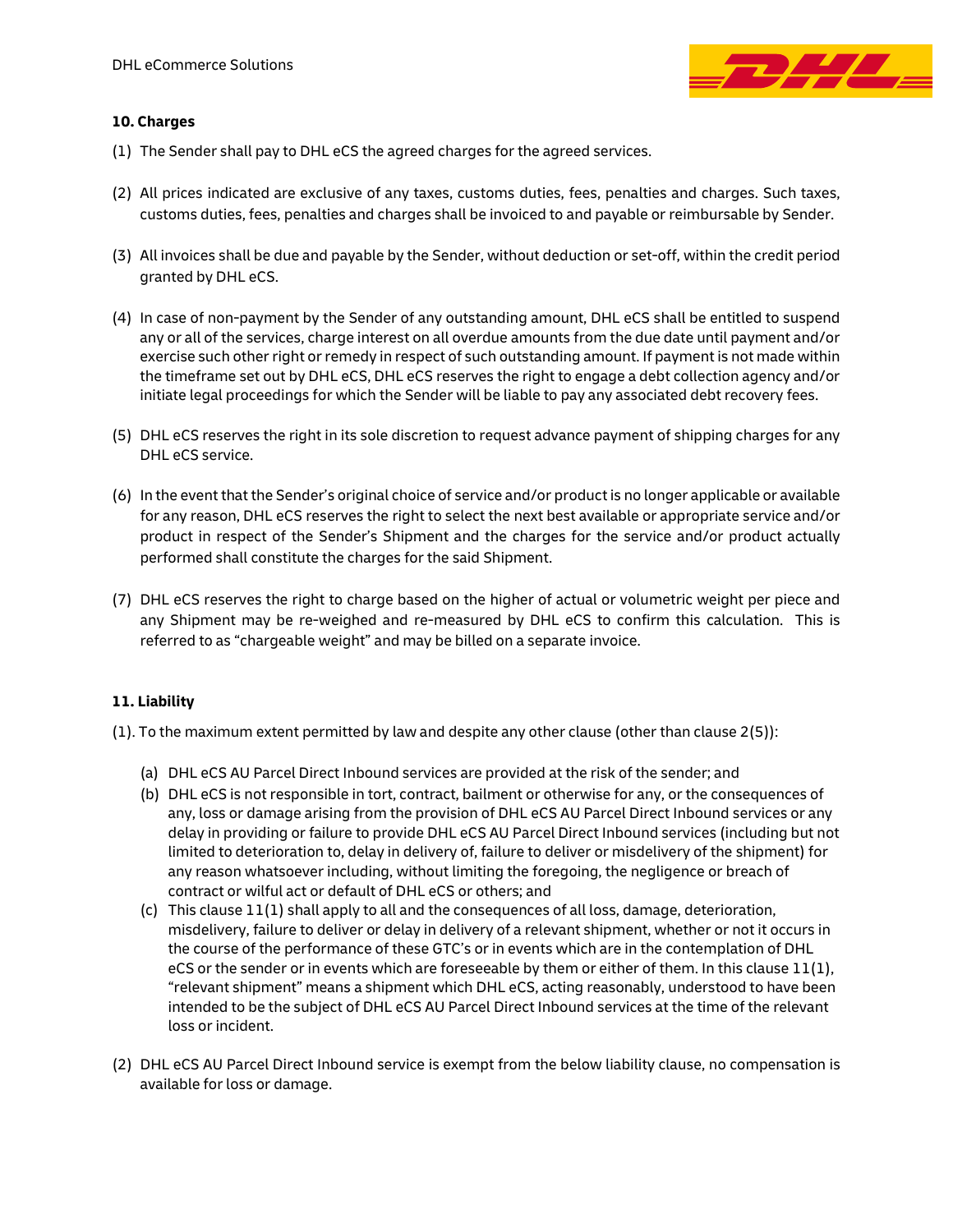**10. Charges**

(1) The Sender shall pay to DHL eCS the agreed charges for the agreed services.

(2) All prices indicated are exclusive of any taxes, customs duties, fees, penalties and charges. Such taxes, customs duties, fees, penalties and charges shall be invoiced to and payable or reimbursable by Sender.

(3) All invoices shall be due and payable by the Sender, without deduction or set-off, within the credit period granted by DHL eCS.

(4) In case of non-payment by the Sender of any outstanding amount, DHL eCS shall be entitled to suspend any or all of the services, charge interest on all overdue amounts from the due date until payment and/or exercise such other right or remedy in respect of such outstanding amount. If payment is not made within the timeframe set out by DHL eCS, DHL eCS reserves the right to engage a debt collection agency and/or initiate legal proceedings for which the Sender will be liable to pay any associated debt recovery fees.

(5) DHL eCS reserves the right in its sole discretion to request advance payment of shipping charges for any DHL eCS service.

(6) In the event that the Sender's original choice of service and/or product is no longer applicable or available for any reason, DHL eCS reserves the right to select the next best available or appropriate service and/or product in respect of the Sender's Shipment and the charges for the service and/or product actually performed shall constitute the charges for the said Shipment.

(7) DHL eCS reserves the right to charge based on the higher of actual or volumetric weight per piece and any Shipment may be re-weighed and re-measured by DHL eCS to confirm this calculation. This is referred to as "chargeable weight" and may be billed on a separate invoice.

**11. Liability**

(1). To the maximum extent permitted by law and despite any other clause (other than clause 2(5)):

(a) DHL eCS AU Parcel Direct Inbound services are provided at the risk of the sender; and

(b) DHL eCS is not responsible in tort, contract, bailment or otherwise for any, or the consequences of any, loss or damage arising from the provision of DHL eCS AU Parcel Direct Inbound services or any delay in providing or failure to provide DHL eCS AU Parcel Direct Inbound services (including but not limited to deterioration to, delay in delivery of, failure to deliver or misdelivery of the shipment) for any reason whatsoever including, without limiting the foregoing, the negligence or breach of contract or wilful act or default of DHL eCS or others; and

(c) This clause 11(1) shall apply to all and the consequences of all loss, damage, deterioration, misdelivery, failure to deliver or delay in delivery of a relevant shipment, whether or not it occurs in the course of the performance of these GTC's or in events which are in the contemplation of DHL eCS or the sender or in events which are foreseeable by them or either of them. In this clause 11(1), "relevant shipment" means a shipment which DHL eCS, acting reasonably, understood to have been intended to be the subject of DHL eCS AU Parcel Direct Inbound services at the time of the relevant loss or incident.

(2) DHL eCS AU Parcel Direct Inbound service is exempt from the below liability clause, no compensation is available for loss or damage.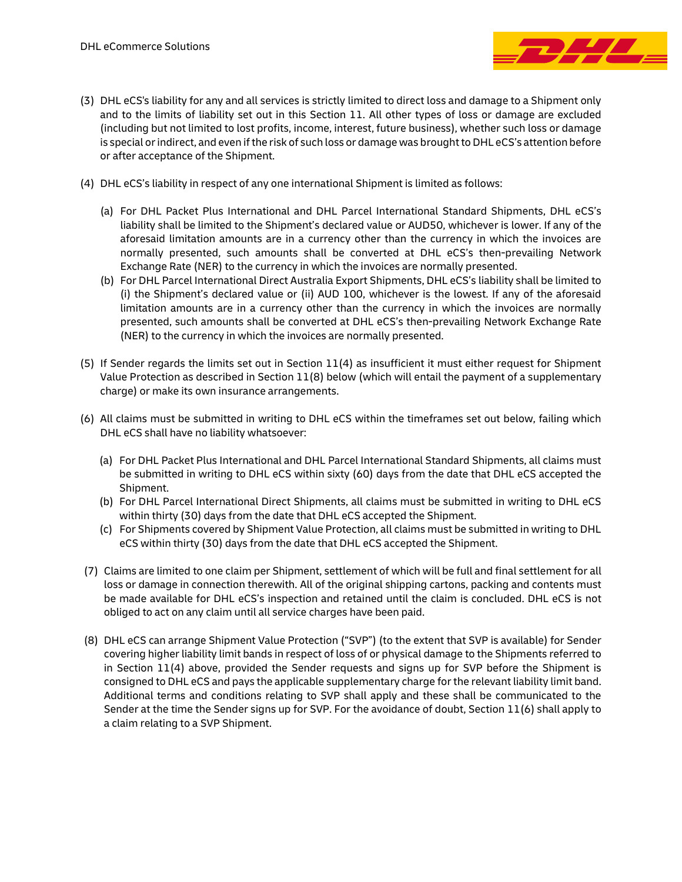(3) DHL eCS's liability for any and all services is strictly limited to direct loss and damage to a Shipment only and to the limits of liability set out in this Section 11. All other types of loss or damage are excluded (including but not limited to lost profits, income, interest, future business), whether such loss or damage is special or indirect, and even if the risk of such loss or damage was brought to DHL eCS's attention before or after acceptance of the Shipment.

(4) DHL eCS's liability in respect of any one international Shipment is limited as follows:

   (a) For DHL Packet Plus International and DHL Parcel International Standard Shipments, DHL eCS's liability shall be limited to the Shipment's declared value or AUD50, whichever is lower. If any of the aforesaid limitation amounts are in a currency other than the currency in which the invoices are normally presented, such amounts shall be converted at DHL eCS's then-prevailing Network Exchange Rate (NER) to the currency in which the invoices are normally presented.
   
   (b) For DHL Parcel International Direct Australia Export Shipments, DHL eCS's liability shall be limited to (i) the Shipment's declared value or (ii) AUD 100, whichever is the lowest. If any of the aforesaid limitation amounts are in a currency other than the currency in which the invoices are normally presented, such amounts shall be converted at DHL eCS's then-prevailing Network Exchange Rate (NER) to the currency in which the invoices are normally presented.

(5) If Sender regards the limits set out in Section 11(4) as insufficient it must either request for Shipment Value Protection as described in Section 11(8) below (which will entail the payment of a supplementary charge) or make its own insurance arrangements.

(6) All claims must be submitted in writing to DHL eCS within the timeframes set out below, failing which DHL eCS shall have no liability whatsoever:

   (a) For DHL Packet Plus International and DHL Parcel International Standard Shipments, all claims must be submitted in writing to DHL eCS within sixty (60) days from the date that DHL eCS accepted the Shipment.
   
   (b) For DHL Parcel International Direct Shipments, all claims must be submitted in writing to DHL eCS within thirty (30) days from the date that DHL eCS accepted the Shipment.
   
   (c) For Shipments covered by Shipment Value Protection, all claims must be submitted in writing to DHL eCS within thirty (30) days from the date that DHL eCS accepted the Shipment.

(7) Claims are limited to one claim per Shipment, settlement of which will be full and final settlement for all loss or damage in connection therewith. All of the original shipping cartons, packing and contents must be made available for DHL eCS's inspection and retained until the claim is concluded. DHL eCS is not obliged to act on any claim until all service charges have been paid.

(8) DHL eCS can arrange Shipment Value Protection ("SVP") (to the extent that SVP is available) for Sender covering higher liability limit bands in respect of loss of or physical damage to the Shipments referred to in Section 11(4) above, provided the Sender requests and signs up for SVP before the Shipment is consigned to DHL eCS and pays the applicable supplementary charge for the relevant liability limit band. Additional terms and conditions relating to SVP shall apply and these shall be communicated to the Sender at the time the Sender signs up for SVP. For the avoidance of doubt, Section 11(6) shall apply to a claim relating to a SVP Shipment.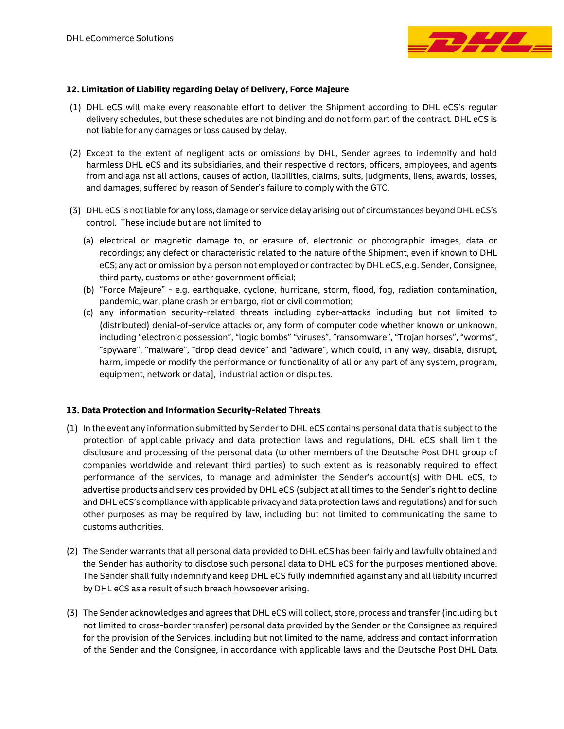**12. Limitation of Liability regarding Delay of Delivery, Force Majeure**

(1) DHL eCS will make every reasonable effort to deliver the Shipment according to DHL eCS's regular delivery schedules, but these schedules are not binding and do not form part of the contract. DHL eCS is not liable for any damages or loss caused by delay.

(2) Except to the extent of negligent acts or omissions by DHL, Sender agrees to indemnify and hold harmless DHL eCS and its subsidiaries, and their respective directors, officers, employees, and agents from and against all actions, causes of action, liabilities, claims, suits, judgments, liens, awards, losses, and damages, suffered by reason of Sender's failure to comply with the GTC.

(3) DHL eCS is not liable for any loss, damage or service delay arising out of circumstances beyond DHL eCS's control. These include but are not limited to

(a) electrical or magnetic damage to, or erasure of, electronic or photographic images, data or recordings; any defect or characteristic related to the nature of the Shipment, even if known to DHL eCS; any act or omission by a person not employed or contracted by DHL eCS, e.g. Sender, Consignee, third party, customs or other government official;

(b) "Force Majeure" - e.g. earthquake, cyclone, hurricane, storm, flood, fog, radiation contamination, pandemic, war, plane crash or embargo, riot or civil commotion;

(c) any information security-related threats including cyber-attacks including but not limited to (distributed) denial-of-service attacks or, any form of computer code whether known or unknown, including "electronic possession", "logic bombs" "viruses", "ransomware", "Trojan horses", "worms", "spyware", "malware", "drop dead device" and "adware", which could, in any way, disable, disrupt, harm, impede or modify the performance or functionality of all or any part of any system, program, equipment, network or data], industrial action or disputes.

**13. Data Protection and Information Security-Related Threats**

(1) In the event any information submitted by Sender to DHL eCS contains personal data that is subject to the protection of applicable privacy and data protection laws and regulations, DHL eCS shall limit the disclosure and processing of the personal data (to other members of the Deutsche Post DHL group of companies worldwide and relevant third parties) to such extent as is reasonably required to effect performance of the services, to manage and administer the Sender's account(s) with DHL eCS, to advertise products and services provided by DHL eCS (subject at all times to the Sender's right to decline and DHL eCS's compliance with applicable privacy and data protection laws and regulations) and for such other purposes as may be required by law, including but not limited to communicating the same to customs authorities.

(2) The Sender warrants that all personal data provided to DHL eCS has been fairly and lawfully obtained and the Sender has authority to disclose such personal data to DHL eCS for the purposes mentioned above. The Sender shall fully indemnify and keep DHL eCS fully indemnified against any and all liability incurred by DHL eCS as a result of such breach howsoever arising.

(3) The Sender acknowledges and agrees that DHL eCS will collect, store, process and transfer (including but not limited to cross-border transfer) personal data provided by the Sender or the Consignee as required for the provision of the Services, including but not limited to the name, address and contact information of the Sender and the Consignee, in accordance with applicable laws and the Deutsche Post DHL Data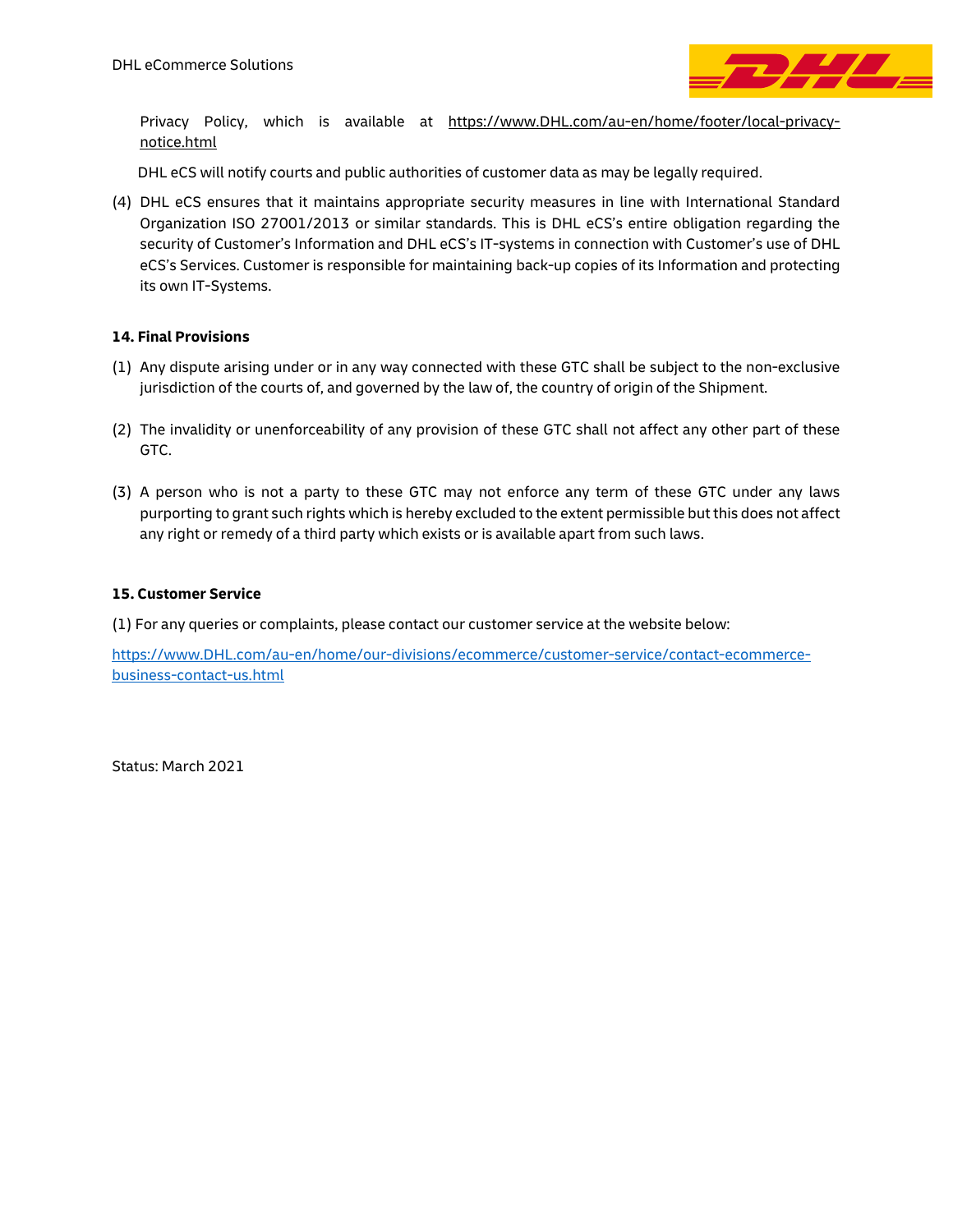Privacy Policy, which is available at https://www.DHL.com/au-en/home/footer/local-privacy-notice.html

DHL eCS will notify courts and public authorities of customer data as may be legally required.

(4) DHL eCS ensures that it maintains appropriate security measures in line with International Standard Organization ISO 27001/2013 or similar standards. This is DHL eCS's entire obligation regarding the security of Customer's Information and DHL eCS's IT-systems in connection with Customer's use of DHL eCS's Services. Customer is responsible for maintaining back-up copies of its Information and protecting its own IT-Systems.

**14. Final Provisions**

(1) Any dispute arising under or in any way connected with these GTC shall be subject to the non-exclusive jurisdiction of the courts of, and governed by the law of, the country of origin of the Shipment.

(2) The invalidity or unenforceability of any provision of these GTC shall not affect any other part of these GTC.

(3) A person who is not a party to these GTC may not enforce any term of these GTC under any laws purporting to grant such rights which is hereby excluded to the extent permissible but this does not affect any right or remedy of a third party which exists or is available apart from such laws.

**15. Customer Service**

(1) For any queries or complaints, please contact our customer service at the website below:

https://www.DHL.com/au-en/home/our-divisions/ecommerce/customer-service/contact-ecommerce-business-contact-us.html

Status: March 2021